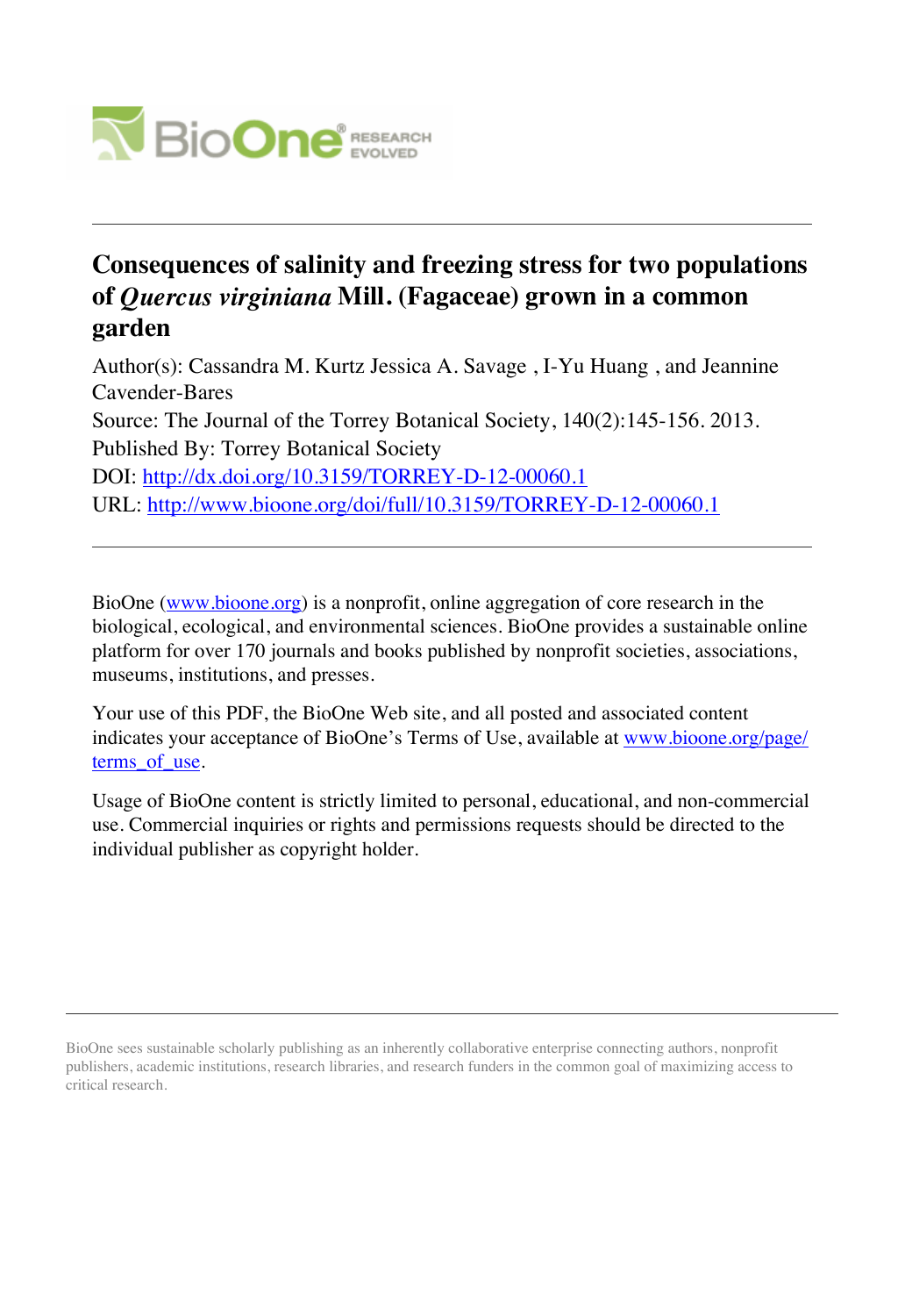# Consequences of salinity and freezing stress for two populations of *Quercus virginiana* Mill. (Fagaceae) grown in a common garden

Author(s): Cassandra M. Kurtz Jessica A. Savage , I-Yu Huang , and Jeannine Cavender-Bares

Source: The Journal of the Torrey Botanical Society, 140(2):145-156. 2013.

Published By: Torrey Botanical Society

DOI: http://dx.doi.org/10.3159/TORREY-D-12-00060.1

URL: http://www.bioone.org/doi/full/10.3159/TORREY-D-12-00060.1

---

BioOne (www.bioone.org) is a nonprofit, online aggregation of core research in the biological, ecological, and environmental sciences. BioOne provides a sustainable online platform for over 170 journals and books published by nonprofit societies, associations, museums, institutions, and presses.

Your use of this PDF, the BioOne Web site, and all posted and associated content indicates your acceptance of BioOne's Terms of Use, available at www.bioone.org/page/terms_of_use.

Usage of BioOne content is strictly limited to personal, educational, and non-commercial use. Commercial inquiries or rights and permissions requests should be directed to the individual publisher as copyright holder.

---

BioOne sees sustainable scholarly publishing as an inherently collaborative enterprise connecting authors, nonprofit publishers, academic institutions, research libraries, and research funders in the common goal of maximizing access to critical research.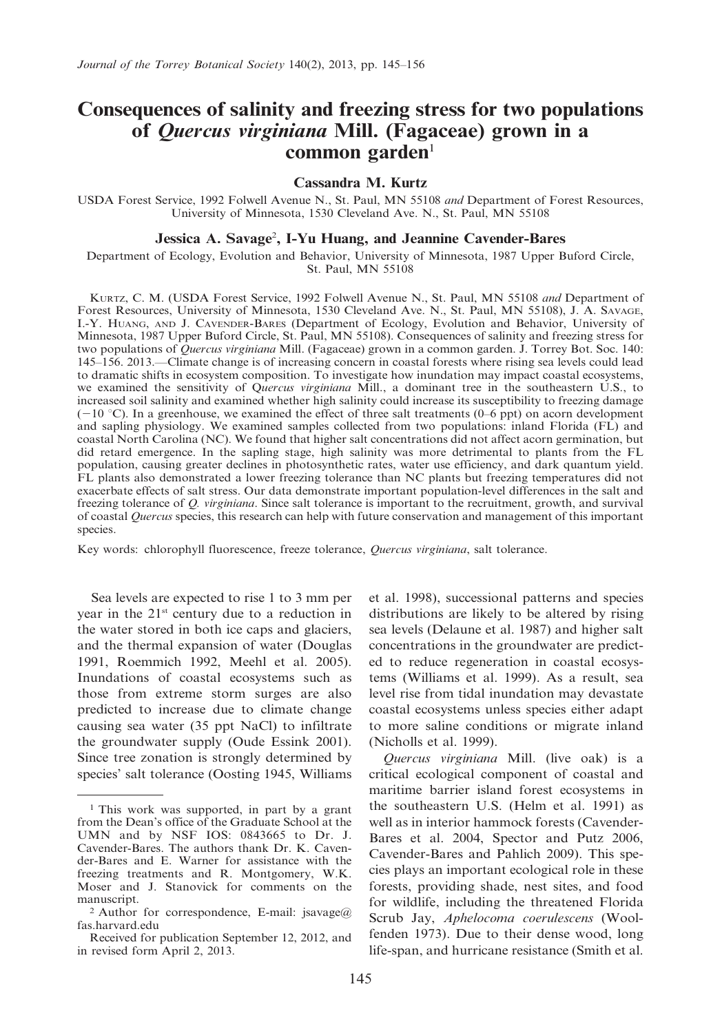# Consequences of salinity and freezing stress for two populations of *Quercus virginiana* Mill. (Fagaceae) grown in a common garden[1]

**Cassandra M. Kurtz**

USDA Forest Service, 1992 Folwell Avenue N., St. Paul, MN 55108 *and* Department of Forest Resources, University of Minnesota, 1530 Cleveland Ave. N., St. Paul, MN 55108

**Jessica A. Savage[2], I-Yu Huang, and Jeannine Cavender-Bares**

Department of Ecology, Evolution and Behavior, University of Minnesota, 1987 Upper Buford Circle, St. Paul, MN 55108

Kurtz, C. M. (USDA Forest Service, 1992 Folwell Avenue N., St. Paul, MN 55108 *and* Department of Forest Resources, University of Minnesota, 1530 Cleveland Ave. N., St. Paul, MN 55108), J. A. Savage, I.-Y. Huang, and J. Cavender-Bares (Department of Ecology, Evolution and Behavior, University of Minnesota, 1987 Upper Buford Circle, St. Paul, MN 55108). Consequences of salinity and freezing stress for two populations of *Quercus virginiana* Mill. (Fagaceae) grown in a common garden. J. Torrey Bot. Soc. 140: 145–156. 2013.—Climate change is of increasing concern in coastal forests where rising sea levels could lead to dramatic shifts in ecosystem composition. To investigate how inundation may impact coastal ecosystems, we examined the sensitivity of Q*uercus virginiana* Mill., a dominant tree in the southeastern U.S., to increased soil salinity and examined whether high salinity could increase its susceptibility to freezing damage (−10 °C). In a greenhouse, we examined the effect of three salt treatments (0–6 ppt) on acorn development and sapling physiology. We examined samples collected from two populations: inland Florida (FL) and coastal North Carolina (NC). We found that higher salt concentrations did not affect acorn germination, but did retard emergence. In the sapling stage, high salinity was more detrimental to plants from the FL population, causing greater declines in photosynthetic rates, water use efficiency, and dark quantum yield. FL plants also demonstrated a lower freezing tolerance than NC plants but freezing temperatures did not exacerbate effects of salt stress. Our data demonstrate important population-level differences in the salt and freezing tolerance of *Q. virginiana*. Since salt tolerance is important to the recruitment, growth, and survival of coastal *Quercus* species, this research can help with future conservation and management of this important species.

Key words: chlorophyll fluorescence, freeze tolerance, *Quercus virginiana*, salt tolerance.

Sea levels are expected to rise 1 to 3 mm per year in the 21st century due to a reduction in the water stored in both ice caps and glaciers, and the thermal expansion of water (Douglas 1991, Roemmich 1992, Meehl et al. 2005). Inundations of coastal ecosystems such as those from extreme storm surges are also predicted to increase due to climate change causing sea water (35 ppt NaCl) to infiltrate the groundwater supply (Oude Essink 2001). Since tree zonation is strongly determined by species' salt tolerance (Oosting 1945, Williams et al. 1998), successional patterns and species distributions are likely to be altered by rising sea levels (Delaune et al. 1987) and higher salt concentrations in the groundwater are predicted to reduce regeneration in coastal ecosystems (Williams et al. 1999). As a result, sea level rise from tidal inundation may devastate coastal ecosystems unless species either adapt to more saline conditions or migrate inland (Nicholls et al. 1999).

*Quercus virginiana* Mill. (live oak) is a critical ecological component of coastal and maritime barrier island forest ecosystems in the southeastern U.S. (Helm et al. 1991) as well as in interior hammock forests (Cavender-Bares et al. 2004, Spector and Putz 2006, Cavender-Bares and Pahlich 2009). This species plays an important ecological role in these forests, providing shade, nest sites, and food for wildlife, including the threatened Florida Scrub Jay, *Aphelocoma coerulescens* (Woolfenden 1973). Due to their dense wood, long life-span, and hurricane resistance (Smith et al.

---

[1] This work was supported, in part by a grant from the Dean's office of the Graduate School at the UMN and by NSF IOS: 0843665 to Dr. J. Cavender-Bares. The authors thank Dr. K. Cavender-Bares and E. Warner for assistance with the freezing treatments and R. Montgomery, W.K. Moser and J. Stanovick for comments on the manuscript.

[2] Author for correspondence, E-mail: jsavage@fas.harvard.edu

Received for publication September 12, 2012, and in revised form April 2, 2013.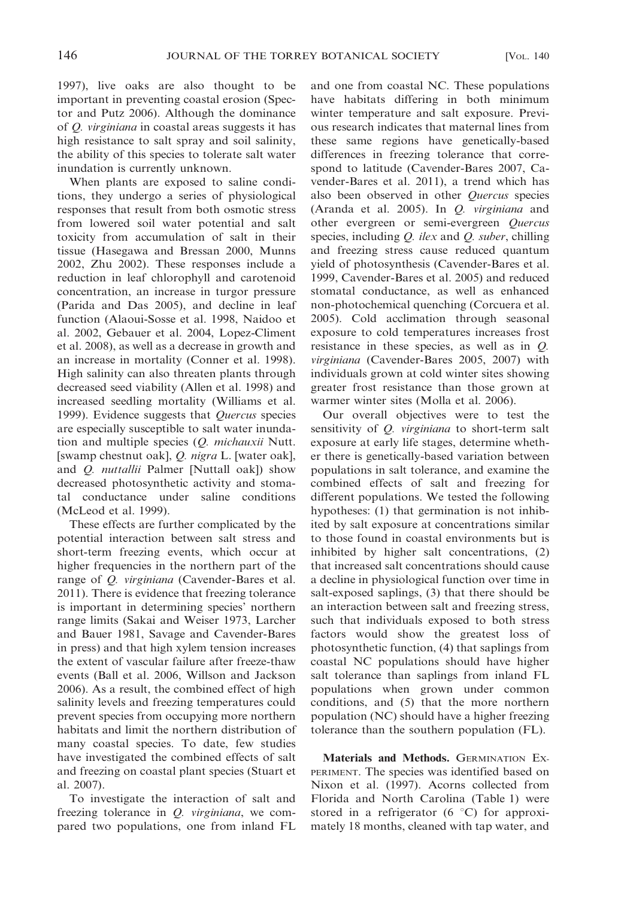1997), live oaks are also thought to be important in preventing coastal erosion (Spector and Putz 2006). Although the dominance of *Q. virginiana* in coastal areas suggests it has high resistance to salt spray and soil salinity, the ability of this species to tolerate salt water inundation is currently unknown.

When plants are exposed to saline conditions, they undergo a series of physiological responses that result from both osmotic stress from lowered soil water potential and salt toxicity from accumulation of salt in their tissue (Hasegawa and Bressan 2000, Munns 2002, Zhu 2002). These responses include a reduction in leaf chlorophyll and carotenoid concentration, an increase in turgor pressure (Parida and Das 2005), and decline in leaf function (Alaoui-Sosse et al. 1998, Naidoo et al. 2002, Gebauer et al. 2004, Lopez-Climent et al. 2008), as well as a decrease in growth and an increase in mortality (Conner et al. 1998). High salinity can also threaten plants through decreased seed viability (Allen et al. 1998) and increased seedling mortality (Williams et al. 1999). Evidence suggests that *Quercus* species are especially susceptible to salt water inundation and multiple species (*Q. michauxii* Nutt. [swamp chestnut oak], *Q. nigra* L. [water oak], and *Q. nuttallii* Palmer [Nuttall oak]) show decreased photosynthetic activity and stomatal conductance under saline conditions (McLeod et al. 1999).

These effects are further complicated by the potential interaction between salt stress and short-term freezing events, which occur at higher frequencies in the northern part of the range of *Q. virginiana* (Cavender-Bares et al. 2011). There is evidence that freezing tolerance is important in determining species' northern range limits (Sakai and Weiser 1973, Larcher and Bauer 1981, Savage and Cavender-Bares in press) and that high xylem tension increases the extent of vascular failure after freeze-thaw events (Ball et al. 2006, Willson and Jackson 2006). As a result, the combined effect of high salinity levels and freezing temperatures could prevent species from occupying more northern habitats and limit the northern distribution of many coastal species. To date, few studies have investigated the combined effects of salt and freezing on coastal plant species (Stuart et al. 2007).

To investigate the interaction of salt and freezing tolerance in *Q. virginiana*, we compared two populations, one from inland FL and one from coastal NC. These populations have habitats differing in both minimum winter temperature and salt exposure. Previous research indicates that maternal lines from these same regions have genetically-based differences in freezing tolerance that correspond to latitude (Cavender-Bares 2007, Cavender-Bares et al. 2011), a trend which has also been observed in other *Quercus* species (Aranda et al. 2005). In *Q. virginiana* and other evergreen or semi-evergreen *Quercus* species, including *Q. ilex* and *Q. suber*, chilling and freezing stress cause reduced quantum yield of photosynthesis (Cavender-Bares et al. 1999, Cavender-Bares et al. 2005) and reduced stomatal conductance, as well as enhanced non-photochemical quenching (Corcuera et al. 2005). Cold acclimation through seasonal exposure to cold temperatures increases frost resistance in these species, as well as in *Q. virginiana* (Cavender-Bares 2005, 2007) with individuals grown at cold winter sites showing greater frost resistance than those grown at warmer winter sites (Molla et al. 2006).

Our overall objectives were to test the sensitivity of *Q. virginiana* to short-term salt exposure at early life stages, determine whether there is genetically-based variation between populations in salt tolerance, and examine the combined effects of salt and freezing for different populations. We tested the following hypotheses: (1) that germination is not inhibited by salt exposure at concentrations similar to those found in coastal environments but is inhibited by higher salt concentrations, (2) that increased salt concentrations should cause a decline in physiological function over time in salt-exposed saplings, (3) that there should be an interaction between salt and freezing stress, such that individuals exposed to both stress factors would show the greatest loss of photosynthetic function, (4) that saplings from coastal NC populations should have higher salt tolerance than saplings from inland FL populations when grown under common conditions, and (5) that the more northern population (NC) should have a higher freezing tolerance than the southern population (FL).

**Materials and Methods.** GERMINATION EXPERIMENT. The species was identified based on Nixon et al. (1997). Acorns collected from Florida and North Carolina (Table 1) were stored in a refrigerator (6 °C) for approximately 18 months, cleaned with tap water, and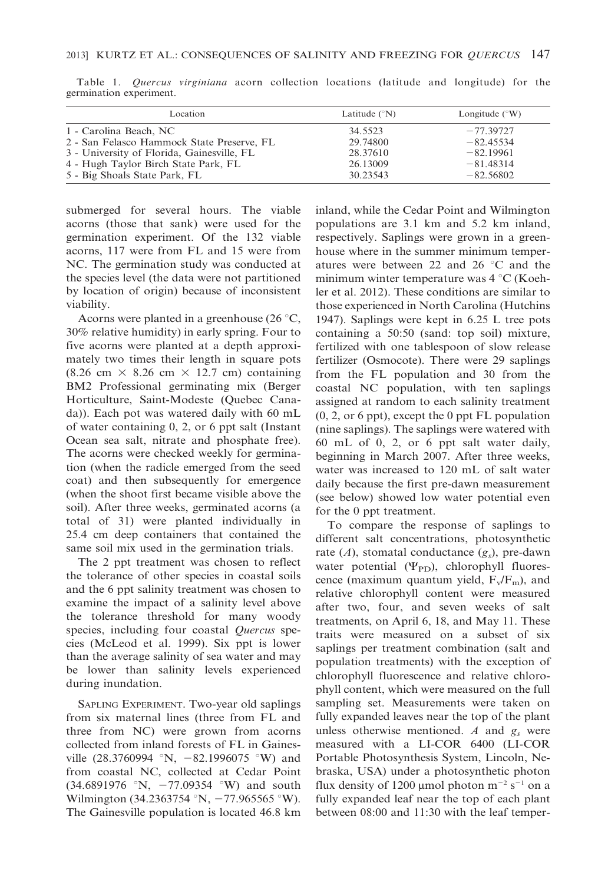Table 1. *Quercus virginiana* acorn collection locations (latitude and longitude) for the germination experiment.

| Location | Latitude (°N) | Longitude (°W) |
|---|---|---|
| 1 - Carolina Beach, NC | 34.5523 | −77.39727 |
| 2 - San Felasco Hammock State Preserve, FL | 29.74800 | −82.45534 |
| 3 - University of Florida, Gainesville, FL | 28.37610 | −82.19961 |
| 4 - Hugh Taylor Birch State Park, FL | 26.13009 | −81.48314 |
| 5 - Big Shoals State Park, FL | 30.23543 | −82.56802 |

submerged for several hours. The viable acorns (those that sank) were used for the germination experiment. Of the 132 viable acorns, 117 were from FL and 15 were from NC. The germination study was conducted at the species level (the data were not partitioned by location of origin) because of inconsistent viability.

Acorns were planted in a greenhouse (26 °C, 30% relative humidity) in early spring. Four to five acorns were planted at a depth approximately two times their length in square pots (8.26 cm × 8.26 cm × 12.7 cm) containing BM2 Professional germinating mix (Berger Horticulture, Saint-Modeste (Quebec Canada)). Each pot was watered daily with 60 mL of water containing 0, 2, or 6 ppt salt (Instant Ocean sea salt, nitrate and phosphate free). The acorns were checked weekly for germination (when the radicle emerged from the seed coat) and then subsequently for emergence (when the shoot first became visible above the soil). After three weeks, germinated acorns (a total of 31) were planted individually in 25.4 cm deep containers that contained the same soil mix used in the germination trials.

The 2 ppt treatment was chosen to reflect the tolerance of other species in coastal soils and the 6 ppt salinity treatment was chosen to examine the impact of a salinity level above the tolerance threshold for many woody species, including four coastal *Quercus* species (McLeod et al. 1999). Six ppt is lower than the average salinity of sea water and may be lower than salinity levels experienced during inundation.

Sapling Experiment. Two-year old saplings from six maternal lines (three from FL and three from NC) were grown from acorns collected from inland forests of FL in Gainesville (28.3760994 °N, −82.1996075 °W) and from coastal NC, collected at Cedar Point (34.6891976 °N, −77.09354 °W) and south Wilmington (34.2363754 °N, −77.965565 °W). The Gainesville population is located 46.8 km inland, while the Cedar Point and Wilmington populations are 3.1 km and 5.2 km inland, respectively. Saplings were grown in a greenhouse where in the summer minimum temperatures were between 22 and 26 °C and the minimum winter temperature was 4 °C (Koehler et al. 2012). These conditions are similar to those experienced in North Carolina (Hutchins 1947). Saplings were kept in 6.25 L tree pots containing a 50:50 (sand: top soil) mixture, fertilized with one tablespoon of slow release fertilizer (Osmocote). There were 29 saplings from the FL population and 30 from the coastal NC population, with ten saplings assigned at random to each salinity treatment (0, 2, or 6 ppt), except the 0 ppt FL population (nine saplings). The saplings were watered with 60 mL of 0, 2, or 6 ppt salt water daily, beginning in March 2007. After three weeks, water was increased to 120 mL of salt water daily because the first pre-dawn measurement (see below) showed low water potential even for the 0 ppt treatment.

To compare the response of saplings to different salt concentrations, photosynthetic rate ($A$), stomatal conductance ($g_s$), pre-dawn water potential ($\Psi_{PD}$), chlorophyll fluorescence (maximum quantum yield, $F_v/F_m$), and relative chlorophyll content were measured after two, four, and seven weeks of salt treatments, on April 6, 18, and May 11. These traits were measured on a subset of six saplings per treatment combination (salt and population treatments) with the exception of chlorophyll fluorescence and relative chlorophyll content, which were measured on the full sampling set. Measurements were taken on fully expanded leaves near the top of the plant unless otherwise mentioned. $A$ and $g_s$ were measured with a LI-COR 6400 (LI-COR Portable Photosynthesis System, Lincoln, Nebraska, USA) under a photosynthetic photon flux density of 1200 μmol photon $m^{-2}$ $s^{-1}$ on a fully expanded leaf near the top of each plant between 08:00 and 11:30 with the leaf temper-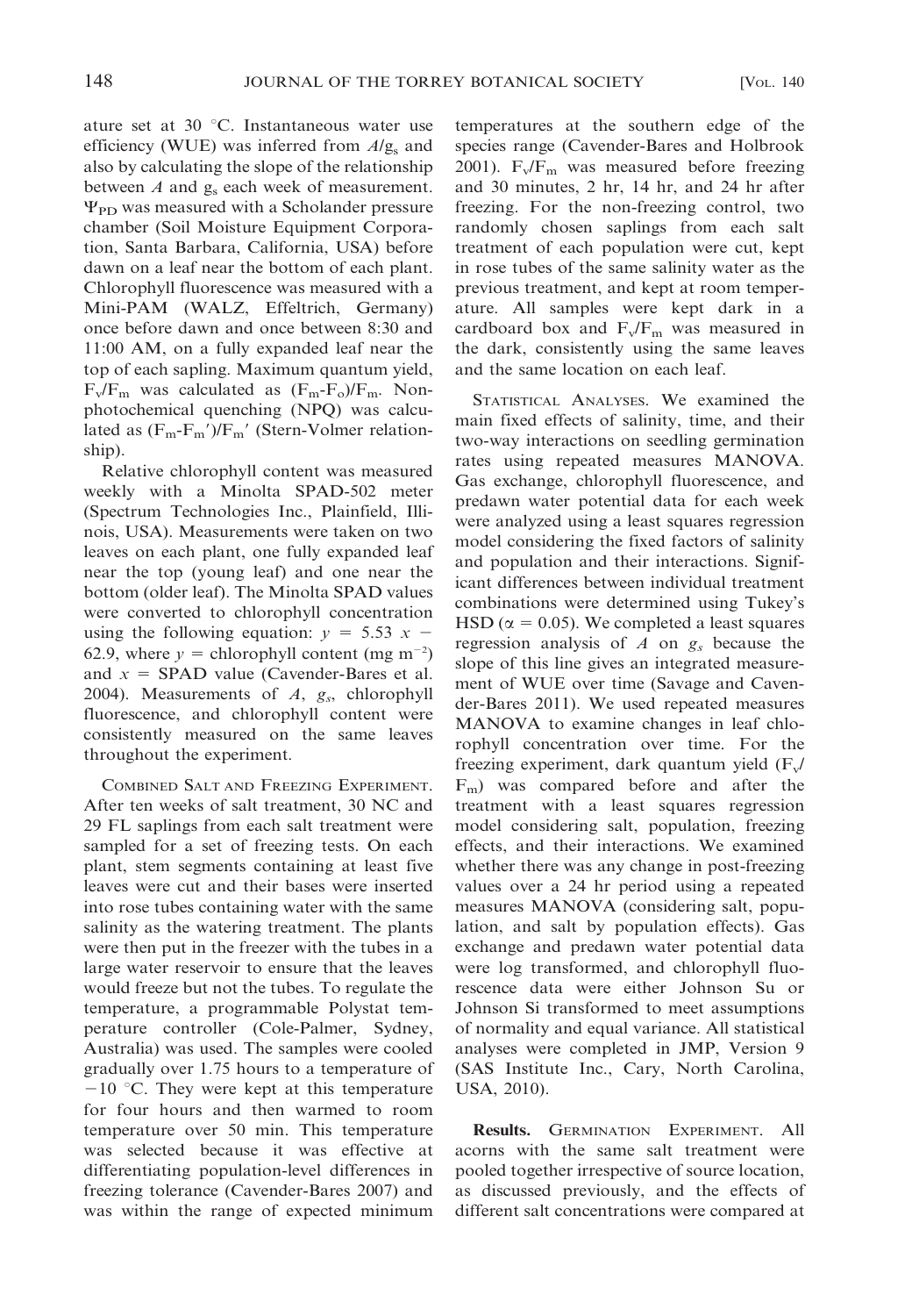ature set at 30 °C. Instantaneous water use efficiency (WUE) was inferred from $A/g_s$ and also by calculating the slope of the relationship between $A$ and $g_s$ each week of measurement. $\Psi_{PD}$ was measured with a Scholander pressure chamber (Soil Moisture Equipment Corporation, Santa Barbara, California, USA) before dawn on a leaf near the bottom of each plant. Chlorophyll fluorescence was measured with a Mini-PAM (WALZ, Effeltrich, Germany) once before dawn and once between 8:30 and 11:00 AM, on a fully expanded leaf near the top of each sapling. Maximum quantum yield, $F_v/F_m$ was calculated as $(F_m-F_o)/F_m$. Non-photochemical quenching (NPQ) was calculated as $(F_m-F_m')/F_m'$ (Stern-Volmer relationship).

Relative chlorophyll content was measured weekly with a Minolta SPAD-502 meter (Spectrum Technologies Inc., Plainfield, Illinois, USA). Measurements were taken on two leaves on each plant, one fully expanded leaf near the top (young leaf) and one near the bottom (older leaf). The Minolta SPAD values were converted to chlorophyll concentration using the following equation: $y = 5.53\ x - 62.9$, where $y$ = chlorophyll content (mg $m^{-2}$) and $x$ = SPAD value (Cavender-Bares et al. 2004). Measurements of $A$, $g_s$, chlorophyll fluorescence, and chlorophyll content were consistently measured on the same leaves throughout the experiment.

COMBINED SALT AND FREEZING EXPERIMENT. After ten weeks of salt treatment, 30 NC and 29 FL saplings from each salt treatment were sampled for a set of freezing tests. On each plant, stem segments containing at least five leaves were cut and their bases were inserted into rose tubes containing water with the same salinity as the watering treatment. The plants were then put in the freezer with the tubes in a large water reservoir to ensure that the leaves would freeze but not the tubes. To regulate the temperature, a programmable Polystat temperature controller (Cole-Palmer, Sydney, Australia) was used. The samples were cooled gradually over 1.75 hours to a temperature of −10 °C. They were kept at this temperature for four hours and then warmed to room temperature over 50 min. This temperature was selected because it was effective at differentiating population-level differences in freezing tolerance (Cavender-Bares 2007) and was within the range of expected minimum temperatures at the southern edge of the species range (Cavender-Bares and Holbrook 2001). $F_v/F_m$ was measured before freezing and 30 minutes, 2 hr, 14 hr, and 24 hr after freezing. For the non-freezing control, two randomly chosen saplings from each salt treatment of each population were cut, kept in rose tubes of the same salinity water as the previous treatment, and kept at room temperature. All samples were kept dark in a cardboard box and $F_v/F_m$ was measured in the dark, consistently using the same leaves and the same location on each leaf.

STATISTICAL ANALYSES. We examined the main fixed effects of salinity, time, and their two-way interactions on seedling germination rates using repeated measures MANOVA. Gas exchange, chlorophyll fluorescence, and predawn water potential data for each week were analyzed using a least squares regression model considering the fixed factors of salinity and population and their interactions. Significant differences between individual treatment combinations were determined using Tukey's HSD ($\alpha = 0.05$). We completed a least squares regression analysis of $A$ on $g_s$ because the slope of this line gives an integrated measurement of WUE over time (Savage and Cavender-Bares 2011). We used repeated measures MANOVA to examine changes in leaf chlorophyll concentration over time. For the freezing experiment, dark quantum yield ($F_v/F_m$) was compared before and after the treatment with a least squares regression model considering salt, population, freezing effects, and their interactions. We examined whether there was any change in post-freezing values over a 24 hr period using a repeated measures MANOVA (considering salt, population, and salt by population effects). Gas exchange and predawn water potential data were log transformed, and chlorophyll fluorescence data were either Johnson Su or Johnson Si transformed to meet assumptions of normality and equal variance. All statistical analyses were completed in JMP, Version 9 (SAS Institute Inc., Cary, North Carolina, USA, 2010).

**Results.** GERMINATION EXPERIMENT. All acorns with the same salt treatment were pooled together irrespective of source location, as discussed previously, and the effects of different salt concentrations were compared at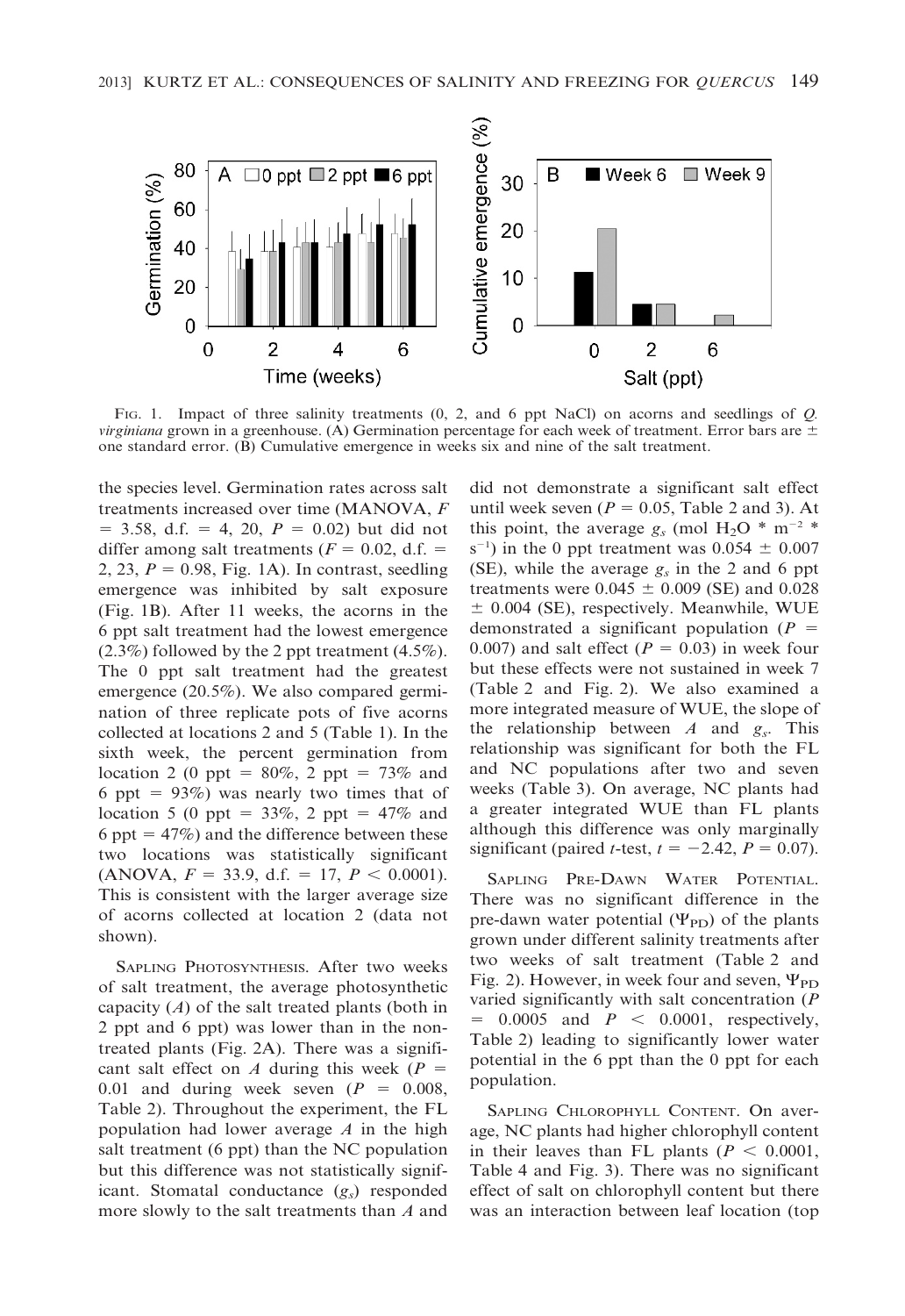FIG. 1. Impact of three salinity treatments (0, 2, and 6 ppt NaCl) on acorns and seedlings of *Q. virginiana* grown in a greenhouse. (A) Germination percentage for each week of treatment. Error bars are ± one standard error. (B) Cumulative emergence in weeks six and nine of the salt treatment.

the species level. Germination rates across salt treatments increased over time (MANOVA, $F = 3.58$, d.f. = 4, 20, $P = 0.02$) but did not differ among salt treatments ($F = 0.02$, d.f. = 2, 23, $P = 0.98$, Fig. 1A). In contrast, seedling emergence was inhibited by salt exposure (Fig. 1B). After 11 weeks, the acorns in the 6 ppt salt treatment had the lowest emergence (2.3%) followed by the 2 ppt treatment (4.5%). The 0 ppt salt treatment had the greatest emergence (20.5%). We also compared germination of three replicate pots of five acorns collected at locations 2 and 5 (Table 1). In the sixth week, the percent germination from location 2 (0 ppt = 80%, 2 ppt = 73% and 6 ppt = 93%) was nearly two times that of location 5 (0 ppt = 33%, 2 ppt = 47% and 6 ppt = 47%) and the difference between these two locations was statistically significant (ANOVA, $F = 33.9$, d.f. = 17, $P < 0.0001$). This is consistent with the larger average size of acorns collected at location 2 (data not shown).

SAPLING PHOTOSYNTHESIS. After two weeks of salt treatment, the average photosynthetic capacity ($A$) of the salt treated plants (both in 2 ppt and 6 ppt) was lower than in the non-treated plants (Fig. 2A). There was a significant salt effect on $A$ during this week ($P = 0.01$ and during week seven ($P = 0.008$, Table 2). Throughout the experiment, the FL population had lower average $A$ in the high salt treatment (6 ppt) than the NC population but this difference was not statistically significant. Stomatal conductance ($g_s$) responded more slowly to the salt treatments than $A$ and did not demonstrate a significant salt effect until week seven ($P = 0.05$, Table 2 and 3). At this point, the average $g_s$ (mol $H_2O$ * $m^{-2}$ * $s^{-1}$) in the 0 ppt treatment was $0.054 \pm 0.007$ (SE), while the average $g_s$ in the 2 and 6 ppt treatments were $0.045 \pm 0.009$ (SE) and $0.028 \pm 0.004$ (SE), respectively. Meanwhile, WUE demonstrated a significant population ($P = 0.007$) and salt effect ($P = 0.03$) in week four but these effects were not sustained in week 7 (Table 2 and Fig. 2). We also examined a more integrated measure of WUE, the slope of the relationship between $A$ and $g_s$. This relationship was significant for both the FL and NC populations after two and seven weeks (Table 3). On average, NC plants had a greater integrated WUE than FL plants although this difference was only marginally significant (paired $t$-test, $t = -2.42$, $P = 0.07$).

SAPLING PRE-DAWN WATER POTENTIAL. There was no significant difference in the pre-dawn water potential ($\Psi_{PD}$) of the plants grown under different salinity treatments after two weeks of salt treatment (Table 2 and Fig. 2). However, in week four and seven, $\Psi_{PD}$ varied significantly with salt concentration ($P = 0.0005$ and $P < 0.0001$, respectively, Table 2) leading to significantly lower water potential in the 6 ppt than the 0 ppt for each population.

SAPLING CHLOROPHYLL CONTENT. On average, NC plants had higher chlorophyll content in their leaves than FL plants ($P < 0.0001$, Table 4 and Fig. 3). There was no significant effect of salt on chlorophyll content but there was an interaction between leaf location (top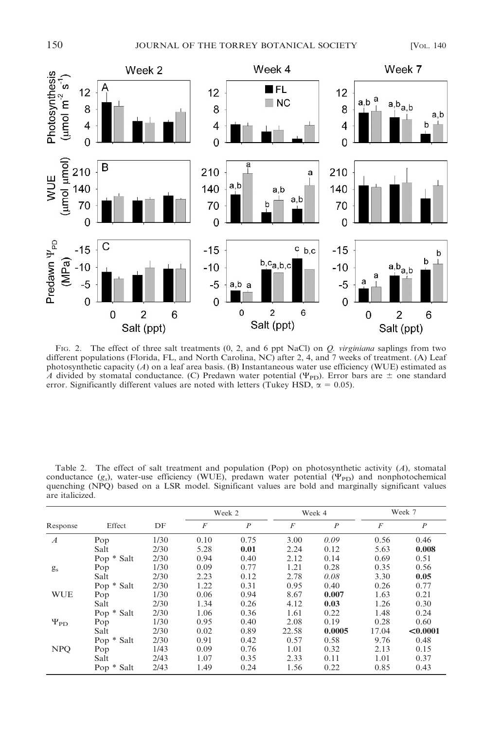FIG. 2. The effect of three salt treatments (0, 2, and 6 ppt NaCl) on *Q. virginiana* saplings from two different populations (Florida, FL, and North Carolina, NC) after 2, 4, and 7 weeks of treatment. (A) Leaf photosynthetic capacity ($A$) on a leaf area basis. (B) Instantaneous water use efficiency (WUE) estimated as $A$ divided by stomatal conductance. (C) Predawn water potential ($\Psi_{PD}$). Error bars are ± one standard error. Significantly different values are noted with letters (Tukey HSD, $\alpha = 0.05$).

Table 2. The effect of salt treatment and population (Pop) on photosynthetic activity ($A$), stomatal conductance ($g_s$), water-use efficiency (WUE), predawn water potential ($\Psi_{PD}$) and nonphotochemical quenching (NPQ) based on a LSR model. Significant values are bold and marginally significant values are italicized.

| Response | Effect | DF | Week 2 | | Week 4 | | Week 7 | |
|---|---|---|---|---|---|---|---|---|
| | | | $F$ | $P$ | $F$ | $P$ | $F$ | $P$ |
| $A$ | Pop | 1/30 | 0.10 | 0.75 | 3.00 | *0.09* | 0.56 | 0.46 |
| | Salt | 2/30 | 5.28 | **0.01** | 2.24 | 0.12 | 5.63 | **0.008** |
| | Pop * Salt | 2/30 | 0.94 | 0.40 | 2.12 | 0.14 | 0.69 | 0.51 |
| $g_s$ | Pop | 1/30 | 0.09 | 0.77 | 1.21 | 0.28 | 0.35 | 0.56 |
| | Salt | 2/30 | 2.23 | 0.12 | 2.78 | *0.08* | 3.30 | **0.05** |
| | Pop * Salt | 2/30 | 1.22 | 0.31 | 0.95 | 0.40 | 0.26 | 0.77 |
| WUE | Pop | 1/30 | 0.06 | 0.94 | 8.67 | **0.007** | 1.63 | 0.21 |
| | Salt | 2/30 | 1.34 | 0.26 | 4.12 | **0.03** | 1.26 | 0.30 |
| | Pop * Salt | 2/30 | 1.06 | 0.36 | 1.61 | 0.22 | 1.48 | 0.24 |
| $\Psi_{PD}$ | Pop | 1/30 | 0.95 | 0.40 | 2.08 | 0.19 | 0.28 | 0.60 |
| | Salt | 2/30 | 0.02 | 0.89 | 22.58 | **0.0005** | 17.04 | **<0.0001** |
| | Pop * Salt | 2/30 | 0.91 | 0.42 | 0.57 | 0.58 | 9.76 | 0.48 |
| NPQ | Pop | 1/43 | 0.09 | 0.76 | 1.01 | 0.32 | 2.13 | 0.15 |
| | Salt | 2/43 | 1.07 | 0.35 | 2.33 | 0.11 | 1.01 | 0.37 |
| | Pop * Salt | 2/43 | 1.49 | 0.24 | 1.56 | 0.22 | 0.85 | 0.43 |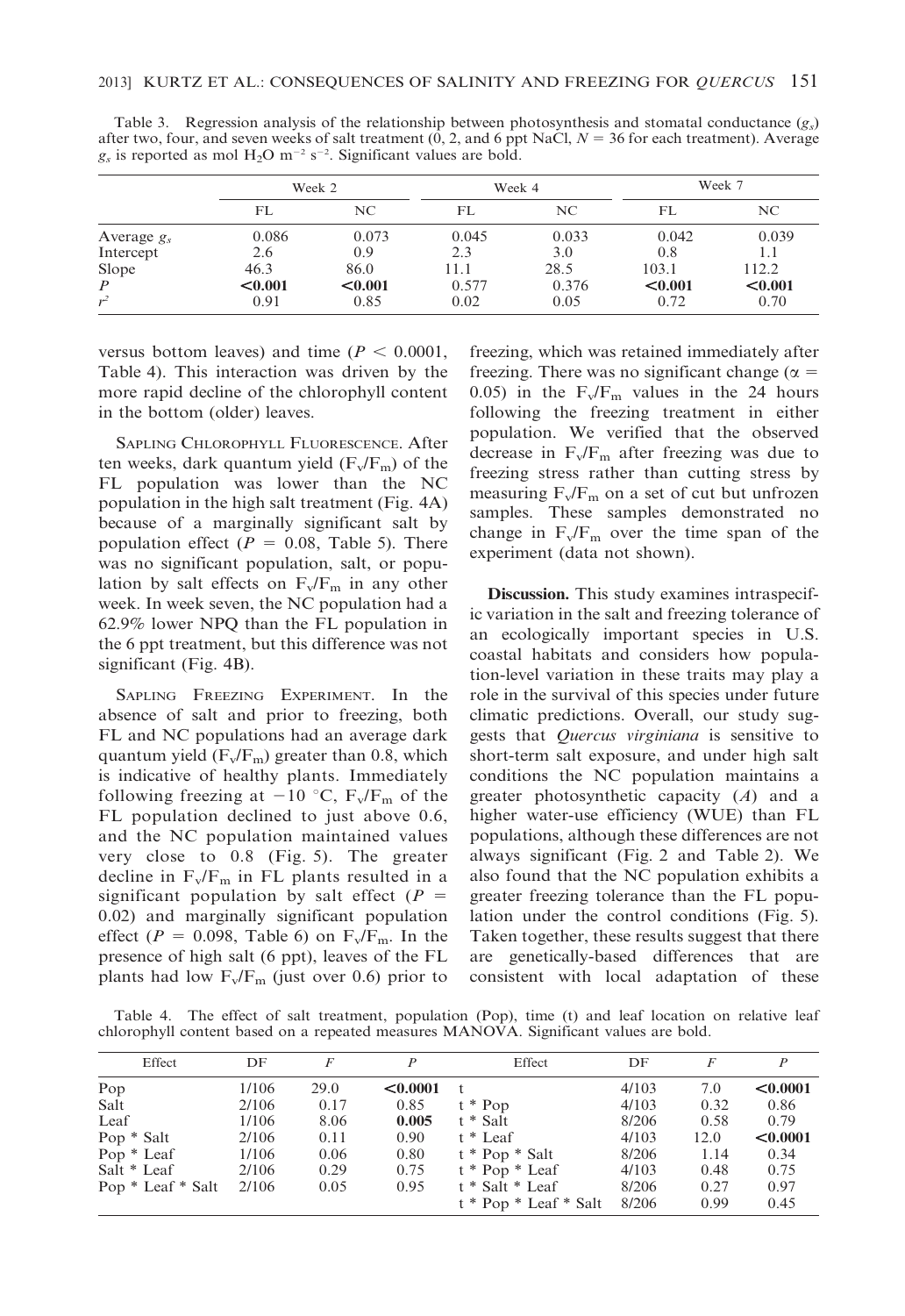Table 3. Regression analysis of the relationship between photosynthesis and stomatal conductance ($g_s$) after two, four, and seven weeks of salt treatment (0, 2, and 6 ppt NaCl, $N = 36$ for each treatment). Average $g_s$ is reported as mol $H_2O$ $m^{-2}$ $s^{-2}$. Significant values are bold.

| | Week 2 | | Week 4 | | Week 7 | |
|---|---|---|---|---|---|---|
| | FL | NC | FL | NC | FL | NC |
| Average $g_s$ | 0.086 | 0.073 | 0.045 | 0.033 | 0.042 | 0.039 |
| Intercept | 2.6 | 0.9 | 2.3 | 3.0 | 0.8 | 1.1 |
| Slope | 46.3 | 86.0 | 11.1 | 28.5 | 103.1 | 112.2 |
| $P$ | **<0.001** | **<0.001** | 0.577 | 0.376 | **<0.001** | **<0.001** |
| $r^2$ | 0.91 | 0.85 | 0.02 | 0.05 | 0.72 | 0.70 |

versus bottom leaves) and time ($P < 0.0001$, Table 4). This interaction was driven by the more rapid decline of the chlorophyll content in the bottom (older) leaves.

SAPLING CHLOROPHYLL FLUORESCENCE. After ten weeks, dark quantum yield ($F_v/F_m$) of the FL population was lower than the NC population in the high salt treatment (Fig. 4A) because of a marginally significant salt by population effect ($P = 0.08$, Table 5). There was no significant population, salt, or population by salt effects on $F_v/F_m$ in any other week. In week seven, the NC population had a 62.9% lower NPQ than the FL population in the 6 ppt treatment, but this difference was not significant (Fig. 4B).

SAPLING FREEZING EXPERIMENT. In the absence of salt and prior to freezing, both FL and NC populations had an average dark quantum yield ($F_v/F_m$) greater than 0.8, which is indicative of healthy plants. Immediately following freezing at $-10$ °C, $F_v/F_m$ of the FL population declined to just above 0.6, and the NC population maintained values very close to 0.8 (Fig. 5). The greater decline in $F_v/F_m$ in FL plants resulted in a significant population by salt effect ($P = 0.02$) and marginally significant population effect ($P = 0.098$, Table 6) on $F_v/F_m$. In the presence of high salt (6 ppt), leaves of the FL plants had low $F_v/F_m$ (just over 0.6) prior to freezing, which was retained immediately after freezing. There was no significant change ($\alpha = 0.05$) in the $F_v/F_m$ values in the 24 hours following the freezing treatment in either population. We verified that the observed decrease in $F_v/F_m$ after freezing was due to freezing stress rather than cutting stress by measuring $F_v/F_m$ on a set of cut but unfrozen samples. These samples demonstrated no change in $F_v/F_m$ over the time span of the experiment (data not shown).

**Discussion.** This study examines intraspecific variation in the salt and freezing tolerance of an ecologically important species in U.S. coastal habitats and considers how population-level variation in these traits may play a role in the survival of this species under future climatic predictions. Overall, our study suggests that *Quercus virginiana* is sensitive to short-term salt exposure, and under high salt conditions the NC population maintains a greater photosynthetic capacity ($A$) and a higher water-use efficiency (WUE) than FL populations, although these differences are not always significant (Fig. 2 and Table 2). We also found that the NC population exhibits a greater freezing tolerance than the FL population under the control conditions (Fig. 5). Taken together, these results suggest that there are genetically-based differences that are consistent with local adaptation of these

Table 4. The effect of salt treatment, population (Pop), time (t) and leaf location on relative leaf chlorophyll content based on a repeated measures MANOVA. Significant values are bold.

| Effect | DF | $F$ | $P$ | Effect | DF | $F$ | $P$ |
|---|---|---|---|---|---|---|---|
| Pop | 1/106 | 29.0 | **<0.0001** | t | 4/103 | 7.0 | **<0.0001** |
| Salt | 2/106 | 0.17 | 0.85 | t * Pop | 4/103 | 0.32 | 0.86 |
| Leaf | 1/106 | 8.06 | **0.005** | t * Salt | 8/206 | 0.58 | 0.79 |
| Pop * Salt | 2/106 | 0.11 | 0.90 | t * Leaf | 4/103 | 12.0 | **<0.0001** |
| Pop * Leaf | 1/106 | 0.06 | 0.80 | t * Pop * Salt | 8/206 | 1.14 | 0.34 |
| Salt * Leaf | 2/106 | 0.29 | 0.75 | t * Pop * Leaf | 4/103 | 0.48 | 0.75 |
| Pop * Leaf * Salt | 2/106 | 0.05 | 0.95 | t * Salt * Leaf | 8/206 | 0.27 | 0.97 |
| | | | | t * Pop * Leaf * Salt | 8/206 | 0.99 | 0.45 |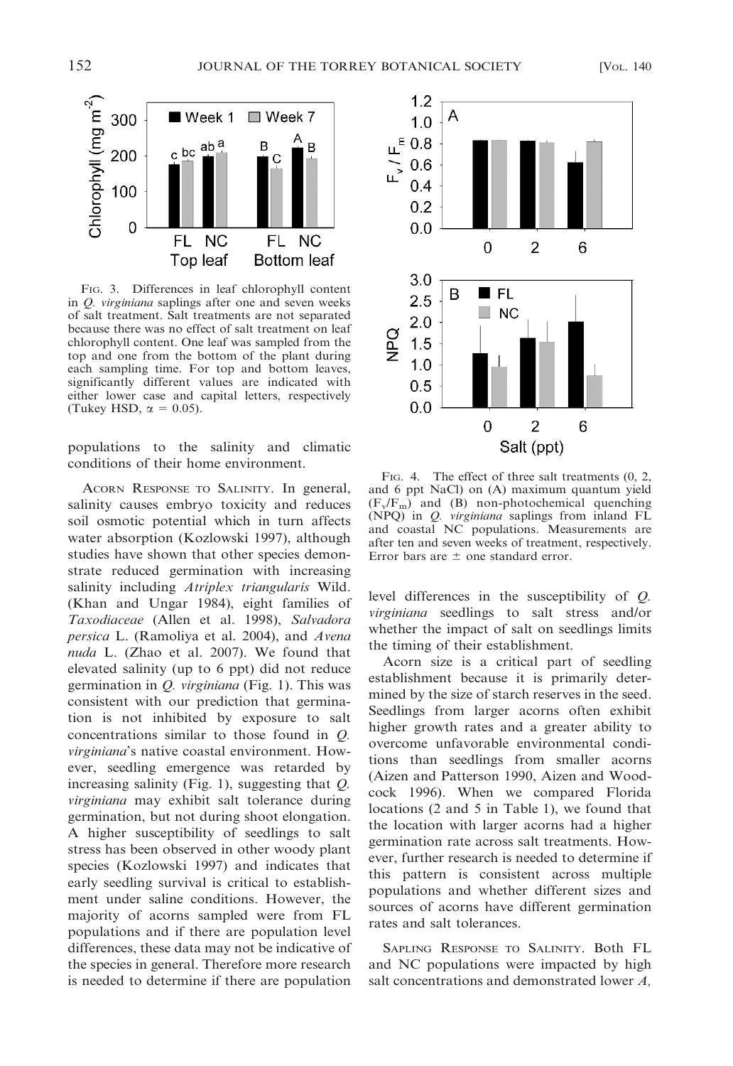FIG. 3. Differences in leaf chlorophyll content in *Q. virginiana* saplings after one and seven weeks of salt treatment. Salt treatments are not separated because there was no effect of salt treatment on leaf chlorophyll content. One leaf was sampled from the top and one from the bottom of the plant during each sampling time. For top and bottom leaves, significantly different values are indicated with either lower case and capital letters, respectively (Tukey HSD, $\alpha = 0.05$).

FIG. 4. The effect of three salt treatments (0, 2, and 6 ppt NaCl) on (A) maximum quantum yield ($F_v/F_m$) and (B) non-photochemical quenching (NPQ) in *Q. virginiana* saplings from inland FL and coastal NC populations. Measurements are after ten and seven weeks of treatment, respectively. Error bars are ± one standard error.

populations to the salinity and climatic conditions of their home environment.

ACORN RESPONSE TO SALINITY. In general, salinity causes embryo toxicity and reduces soil osmotic potential which in turn affects water absorption (Kozlowski 1997), although studies have shown that other species demonstrate reduced germination with increasing salinity including *Atriplex triangularis* Willd. (Khan and Ungar 1984), eight families of *Taxodiaceae* (Allen et al. 1998), *Salvadora persica* L. (Ramoliya et al. 2004), and *Avena nuda* L. (Zhao et al. 2007). We found that elevated salinity (up to 6 ppt) did not reduce germination in *Q. virginiana* (Fig. 1). This was consistent with our prediction that germination is not inhibited by exposure to salt concentrations similar to those found in *Q. virginiana*'s native coastal environment. However, seedling emergence was retarded by increasing salinity (Fig. 1), suggesting that *Q. virginiana* may exhibit salt tolerance during germination, but not during shoot elongation. A higher susceptibility of seedlings to salt stress has been observed in other woody plant species (Kozlowski 1997) and indicates that early seedling survival is critical to establishment under saline conditions. However, the majority of acorns sampled were from FL populations and if there are population level differences, these data may not be indicative of the species in general. Therefore more research is needed to determine if there are population level differences in the susceptibility of *Q. virginiana* seedlings to salt stress and/or whether the impact of salt on seedlings limits the timing of their establishment.

Acorn size is a critical part of seedling establishment because it is primarily determined by the size of starch reserves in the seed. Seedlings from larger acorns often exhibit higher growth rates and a greater ability to overcome unfavorable environmental conditions than seedlings from smaller acorns (Aizen and Patterson 1990, Aizen and Woodcock 1996). When we compared Florida locations (2 and 5 in Table 1), we found that the location with larger acorns had a higher germination rate across salt treatments. However, further research is needed to determine if this pattern is consistent across multiple populations and whether different sizes and sources of acorns have different germination rates and salt tolerances.

SAPLING RESPONSE TO SALINITY. Both FL and NC populations were impacted by high salt concentrations and demonstrated lower *A*,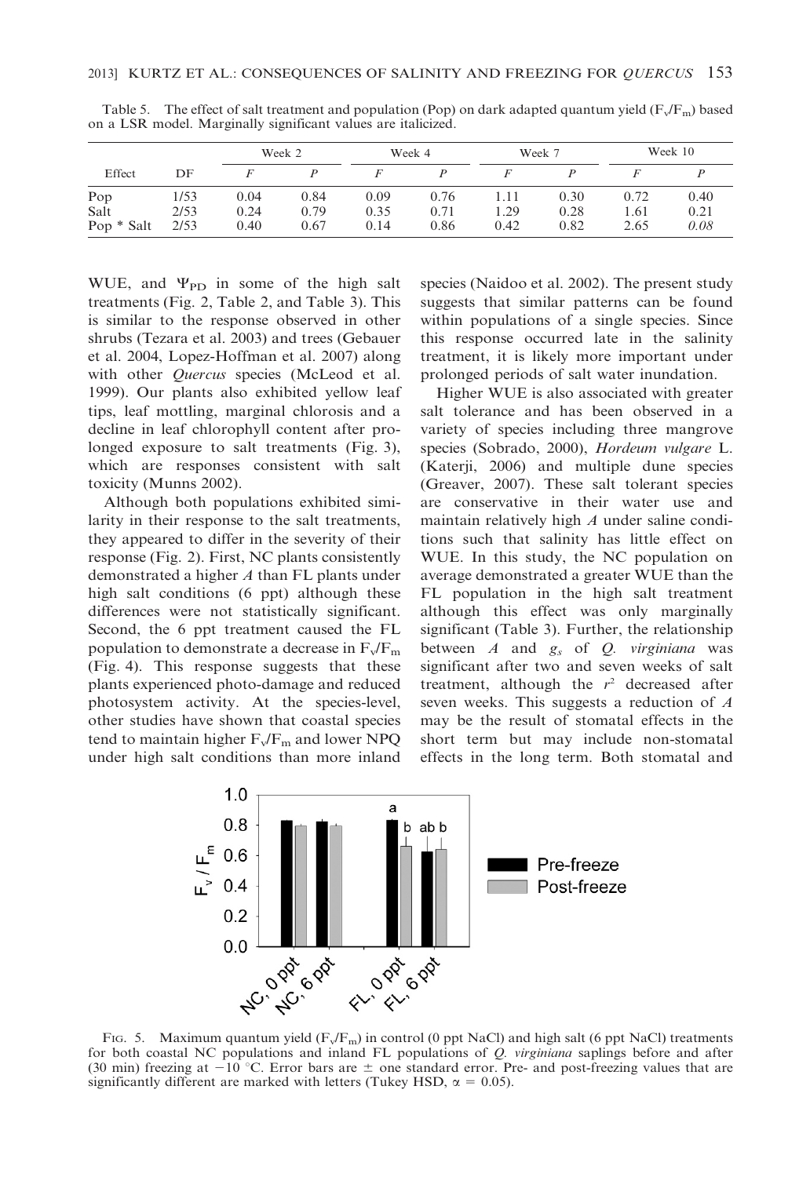Table 5. The effect of salt treatment and population (Pop) on dark adapted quantum yield ($F_v/F_m$) based on a LSR model. Marginally significant values are italicized.

| Effect | DF | Week 2 | | Week 4 | | Week 7 | | Week 10 | |
|---|---|---|---|---|---|---|---|---|---|
| | | *F* | *P* | *F* | *P* | *F* | *P* | *F* | *P* |
| Pop | 1/53 | 0.04 | 0.84 | 0.09 | 0.76 | 1.11 | 0.30 | 0.72 | 0.40 |
| Salt | 2/53 | 0.24 | 0.79 | 0.35 | 0.71 | 1.29 | 0.28 | 1.61 | 0.21 |
| Pop * Salt | 2/53 | 0.40 | 0.67 | 0.14 | 0.86 | 0.42 | 0.82 | 2.65 | *0.08* |

WUE, and $\Psi_{PD}$ in some of the high salt treatments (Fig. 2, Table 2, and Table 3). This is similar to the response observed in other shrubs (Tezara et al. 2003) and trees (Gebauer et al. 2004, Lopez-Hoffman et al. 2007) along with other *Quercus* species (McLeod et al. 1999). Our plants also exhibited yellow leaf tips, leaf mottling, marginal chlorosis and a decline in leaf chlorophyll content after prolonged exposure to salt treatments (Fig. 3), which are responses consistent with salt toxicity (Munns 2002).

Although both populations exhibited similarity in their response to the salt treatments, they appeared to differ in the severity of their response (Fig. 2). First, NC plants consistently demonstrated a higher *A* than FL plants under high salt conditions (6 ppt) although these differences were not statistically significant. Second, the 6 ppt treatment caused the FL population to demonstrate a decrease in $F_v/F_m$ (Fig. 4). This response suggests that these plants experienced photo-damage and reduced photosystem activity. At the species-level, other studies have shown that coastal species tend to maintain higher $F_v/F_m$ and lower NPQ under high salt conditions than more inland species (Naidoo et al. 2002). The present study suggests that similar patterns can be found within populations of a single species. Since this response occurred late in the salinity treatment, it is likely more important under prolonged periods of salt water inundation.

Higher WUE is also associated with greater salt tolerance and has been observed in a variety of species including three mangrove species (Sobrado, 2000), *Hordeum vulgare* L. (Katerji, 2006) and multiple dune species (Greaver, 2007). These salt tolerant species are conservative in their water use and maintain relatively high *A* under saline conditions such that salinity has little effect on WUE. In this study, the NC population on average demonstrated a greater WUE than the FL population in the high salt treatment although this effect was only marginally significant (Table 3). Further, the relationship between *A* and $g_s$ of *Q. virginiana* was significant after two and seven weeks of salt treatment, although the $r^2$ decreased after seven weeks. This suggests a reduction of *A* may be the result of stomatal effects in the short term but may include non-stomatal effects in the long term. Both stomatal and

FIG. 5. Maximum quantum yield ($F_v/F_m$) in control (0 ppt NaCl) and high salt (6 ppt NaCl) treatments for both coastal NC populations and inland FL populations of *Q. virginiana* saplings before and after (30 min) freezing at $-10$ °C. Error bars are ± one standard error. Pre- and post-freezing values that are significantly different are marked with letters (Tukey HSD, $\alpha = 0.05$).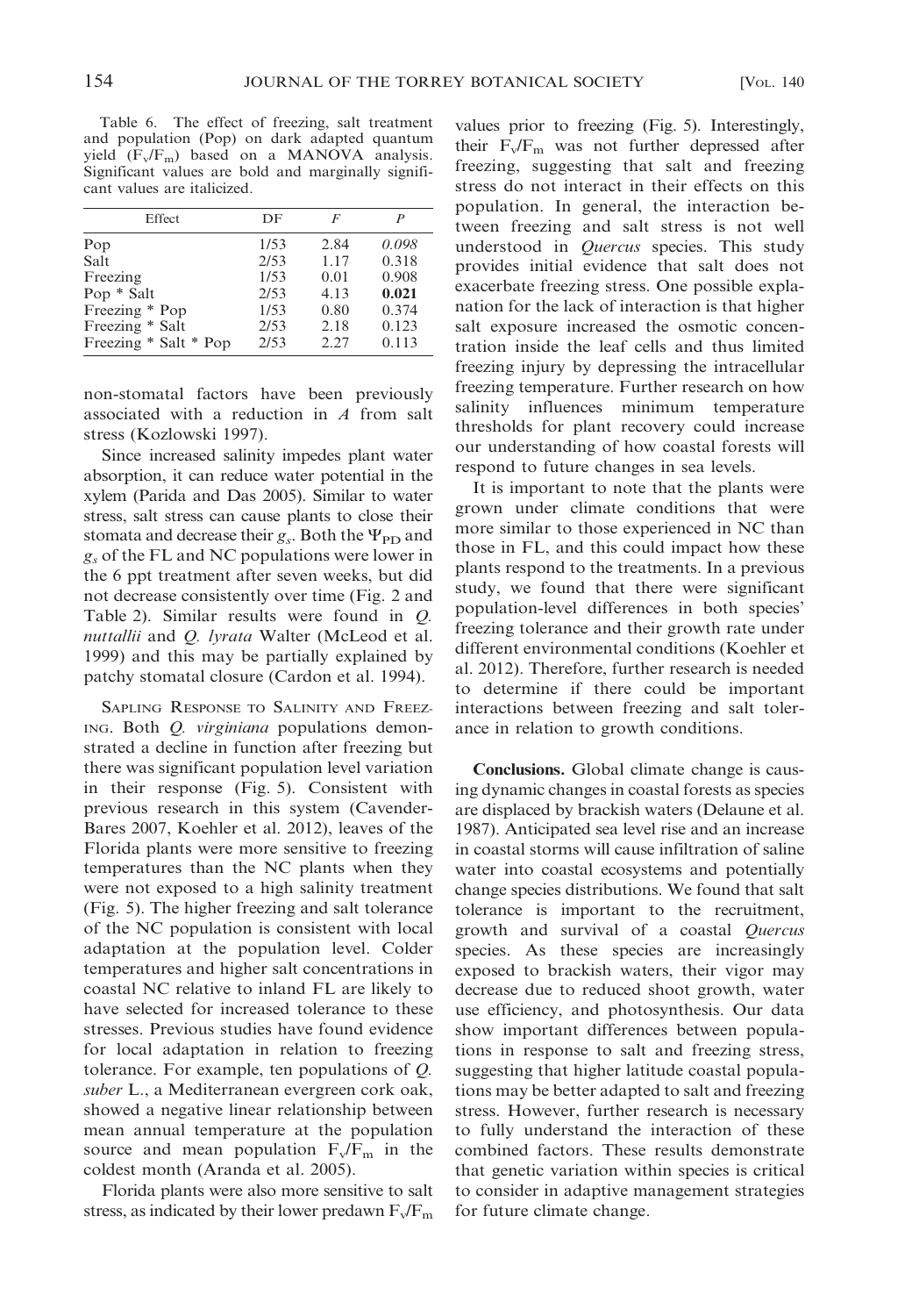Table 6. The effect of freezing, salt treatment and population (Pop) on dark adapted quantum yield ($F_v/F_m$) based on a MANOVA analysis. Significant values are bold and marginally significant values are italicized.

| Effect | DF | $F$ | $P$ |
|---|---|---|---|
| Pop | 1/53 | 2.84 | *0.098* |
| Salt | 2/53 | 1.17 | 0.318 |
| Freezing | 1/53 | 0.01 | 0.908 |
| Pop * Salt | 2/53 | 4.13 | **0.021** |
| Freezing * Pop | 1/53 | 0.80 | 0.374 |
| Freezing * Salt | 2/53 | 2.18 | 0.123 |
| Freezing * Salt * Pop | 2/53 | 2.27 | 0.113 |

non-stomatal factors have been previously associated with a reduction in $A$ from salt stress (Kozlowski 1997).

Since increased salinity impedes plant water absorption, it can reduce water potential in the xylem (Parida and Das 2005). Similar to water stress, salt stress can cause plants to close their stomata and decrease their $g_s$. Both the $\Psi_{PD}$ and $g_s$ of the FL and NC populations were lower in the 6 ppt treatment after seven weeks, but did not decrease consistently over time (Fig. 2 and Table 2). Similar results were found in *Q. nuttallii* and *Q. lyrata* Walter (McLeod et al. 1999) and this may be partially explained by patchy stomatal closure (Cardon et al. 1994).

Sapling Response to Salinity and Freezing. Both *Q. virginiana* populations demonstrated a decline in function after freezing but there was significant population level variation in their response (Fig. 5). Consistent with previous research in this system (Cavender-Bares 2007, Koehler et al. 2012), leaves of the Florida plants were more sensitive to freezing temperatures than the NC plants when they were not exposed to a high salinity treatment (Fig. 5). The higher freezing and salt tolerance of the NC population is consistent with local adaptation at the population level. Colder temperatures and higher salt concentrations in coastal NC relative to inland FL are likely to have selected for increased tolerance to these stresses. Previous studies have found evidence for local adaptation in relation to freezing tolerance. For example, ten populations of *Q. suber* L., a Mediterranean evergreen cork oak, showed a negative linear relationship between mean annual temperature at the population source and mean population $F_v/F_m$ in the coldest month (Aranda et al. 2005).

Florida plants were also more sensitive to salt stress, as indicated by their lower predawn $F_v/F_m$ values prior to freezing (Fig. 5). Interestingly, their $F_v/F_m$ was not further depressed after freezing, suggesting that salt and freezing stress do not interact in their effects on this population. In general, the interaction between freezing and salt stress is not well understood in *Quercus* species. This study provides initial evidence that salt does not exacerbate freezing stress. One possible explanation for the lack of interaction is that higher salt exposure increased the osmotic concentration inside the leaf cells and thus limited freezing injury by depressing the intracellular freezing temperature. Further research on how salinity influences minimum temperature thresholds for plant recovery could increase our understanding of how coastal forests will respond to future changes in sea levels.

It is important to note that the plants were grown under climate conditions that were more similar to those experienced in NC than those in FL, and this could impact how these plants respond to the treatments. In a previous study, we found that there were significant population-level differences in both species' freezing tolerance and their growth rate under different environmental conditions (Koehler et al. 2012). Therefore, further research is needed to determine if there could be important interactions between freezing and salt tolerance in relation to growth conditions.

**Conclusions.** Global climate change is causing dynamic changes in coastal forests as species are displaced by brackish waters (Delaune et al. 1987). Anticipated sea level rise and an increase in coastal storms will cause infiltration of saline water into coastal ecosystems and potentially change species distributions. We found that salt tolerance is important to the recruitment, growth and survival of a coastal *Quercus* species. As these species are increasingly exposed to brackish waters, their vigor may decrease due to reduced shoot growth, water use efficiency, and photosynthesis. Our data show important differences between populations in response to salt and freezing stress, suggesting that higher latitude coastal populations may be better adapted to salt and freezing stress. However, further research is necessary to fully understand the interaction of these combined factors. These results demonstrate that genetic variation within species is critical to consider in adaptive management strategies for future climate change.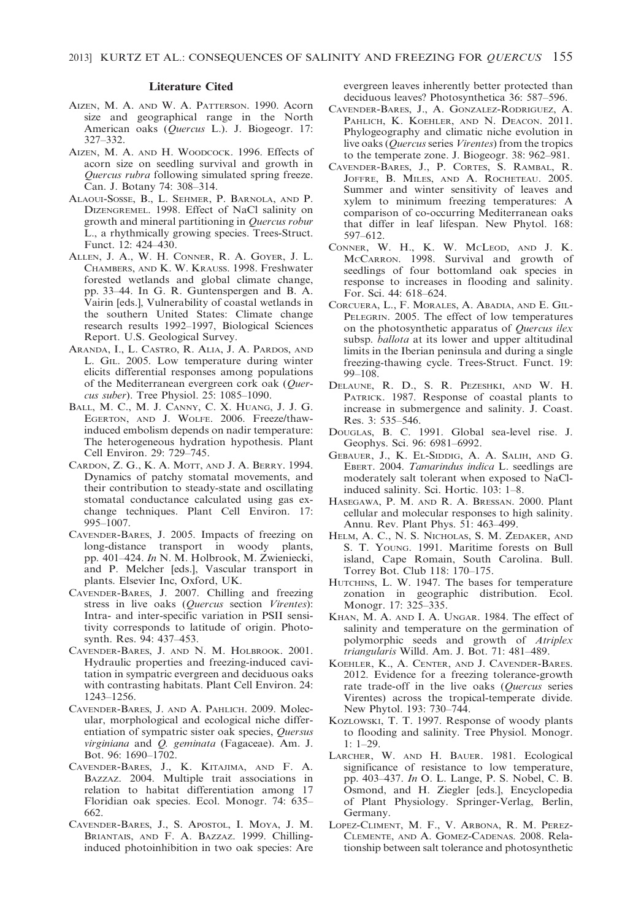## Literature Cited

Aizen, M. A. and W. A. Patterson. 1990. Acorn size and geographical range in the North American oaks (*Quercus* L.). J. Biogeogr. 17: 327–332.

Aizen, M. A. and H. Woodcock. 1996. Effects of acorn size on seedling survival and growth in *Quercus rubra* following simulated spring freeze. Can. J. Botany 74: 308–314.

Alaoui-Sosse, B., L. Sehmer, P. Barnola, and P. Dizengremel. 1998. Effect of NaCl salinity on growth and mineral partitioning in *Quercus robur* L., a rhythmically growing species. Trees-Struct. Funct. 12: 424–430.

Allen, J. A., W. H. Conner, R. A. Goyer, J. L. Chambers, and K. W. Krauss. 1998. Freshwater forested wetlands and global climate change, pp. 33–44. In G. R. Guntenspergen and B. A. Vairin [eds.], Vulnerability of coastal wetlands in the southern United States: Climate change research results 1992–1997, Biological Sciences Report. U.S. Geological Survey.

Aranda, I., L. Castro, R. Alia, J. A. Pardos, and L. Gil. 2005. Low temperature during winter elicits differential responses among populations of the Mediterranean evergreen cork oak (*Quercus suber*). Tree Physiol. 25: 1085–1090.

Ball, M. C., M. J. Canny, C. X. Huang, J. J. G. Egerton, and J. Wolfe. 2006. Freeze/thaw-induced embolism depends on nadir temperature: The heterogeneous hydration hypothesis. Plant Cell Environ. 29: 729–745.

Cardon, Z. G., K. A. Mott, and J. A. Berry. 1994. Dynamics of patchy stomatal movements, and their contribution to steady-state and oscillating stomatal conductance calculated using gas exchange techniques. Plant Cell Environ. 17: 995–1007.

Cavender-Bares, J. 2005. Impacts of freezing on long-distance transport in woody plants, pp. 401–424. *In* N. M. Holbrook, M. Zwieniecki, and P. Melcher [eds.], Vascular transport in plants. Elsevier Inc, Oxford, UK.

Cavender-Bares, J. 2007. Chilling and freezing stress in live oaks (*Quercus* section *Virentes*): Intra- and inter-specific variation in PSII sensitivity corresponds to latitude of origin. Photosynth. Res. 94: 437–453.

Cavender-Bares, J. and N. M. Holbrook. 2001. Hydraulic properties and freezing-induced cavitation in sympatric evergreen and deciduous oaks with contrasting habitats. Plant Cell Environ. 24: 1243–1256.

Cavender-Bares, J. and A. Pahlich. 2009. Molecular, morphological and ecological niche differentiation of sympatric sister oak species, *Quersus virginiana* and *Q. geminata* (Fagaceae). Am. J. Bot. 96: 1690–1702.

Cavender-Bares, J., K. Kitajima, and F. A. Bazzaz. 2004. Multiple trait associations in relation to habitat differentiation among 17 Floridian oak species. Ecol. Monogr. 74: 635–662.

Cavender-Bares, J., S. Apostol, I. Moya, J. M. Briantais, and F. A. Bazzaz. 1999. Chilling-induced photoinhibition in two oak species: Are evergreen leaves inherently better protected than deciduous leaves? Photosynthetica 36: 587–596.

Cavender-Bares, J., A. Gonzalez-Rodriguez, A. Pahlich, K. Koehler, and N. Deacon. 2011. Phylogeography and climatic niche evolution in live oaks (*Quercus* series *Virentes*) from the tropics to the temperate zone. J. Biogeogr. 38: 962–981.

Cavender-Bares, J., P. Cortes, S. Rambal, R. Joffre, B. Miles, and A. Rocheteau. 2005. Summer and winter sensitivity of leaves and xylem to minimum freezing temperatures: A comparison of co-occurring Mediterranean oaks that differ in leaf lifespan. New Phytol. 168: 597–612.

Conner, W. H., K. W. McLeod, and J. K. McCarron. 1998. Survival and growth of seedlings of four bottomland oak species in response to increases in flooding and salinity. For. Sci. 44: 618–624.

Corcuera, L., F. Morales, A. Abadia, and E. Gil-Pelegrin. 2005. The effect of low temperatures on the photosynthetic apparatus of *Quercus ilex* subsp. *ballota* at its lower and upper altitudinal limits in the Iberian peninsula and during a single freezing-thawing cycle. Trees-Struct. Funct. 19: 99–108.

Delaune, R. D., S. R. Pezeshki, and W. H. Patrick. 1987. Response of coastal plants to increase in submergence and salinity. J. Coast. Res. 3: 535–546.

Douglas, B. C. 1991. Global sea-level rise. J. Geophys. Sci. 96: 6981–6992.

Gebauer, J., K. El-Siddig, A. A. Salih, and G. Ebert. 2004. *Tamarindus indica* L. seedlings are moderately salt tolerant when exposed to NaCl-induced salinity. Sci. Hortic. 103: 1–8.

Hasegawa, P. M. and R. A. Bressan. 2000. Plant cellular and molecular responses to high salinity. Annu. Rev. Plant Phys. 51: 463–499.

Helm, A. C., N. S. Nicholas, S. M. Zedaker, and S. T. Young. 1991. Maritime forests on Bull island, Cape Romain, South Carolina. Bull. Torrey Bot. Club 118: 170–175.

Hutchins, L. W. 1947. The bases for temperature zonation in geographic distribution. Ecol. Monogr. 17: 325–335.

Khan, M. A. and I. A. Ungar. 1984. The effect of salinity and temperature on the germination of polymorphic seeds and growth of *Atriplex triangularis* Willd. Am. J. Bot. 71: 481–489.

Koehler, K., A. Center, and J. Cavender-Bares. 2012. Evidence for a freezing tolerance-growth rate trade-off in the live oaks (*Quercus* series Virentes) across the tropical-temperate divide. New Phytol. 193: 730–744.

Kozlowski, T. T. 1997. Response of woody plants to flooding and salinity. Tree Physiol. Monogr. 1: 1–29.

Larcher, W. and H. Bauer. 1981. Ecological significance of resistance to low temperature, pp. 403–437. *In* O. L. Lange, P. S. Nobel, C. B. Osmond, and H. Ziegler [eds.], Encyclopedia of Plant Physiology. Springer-Verlag, Berlin, Germany.

Lopez-Climent, M. F., V. Arbona, R. M. Perez-Clemente, and A. Gomez-Cadenas. 2008. Relationship between salt tolerance and photosynthetic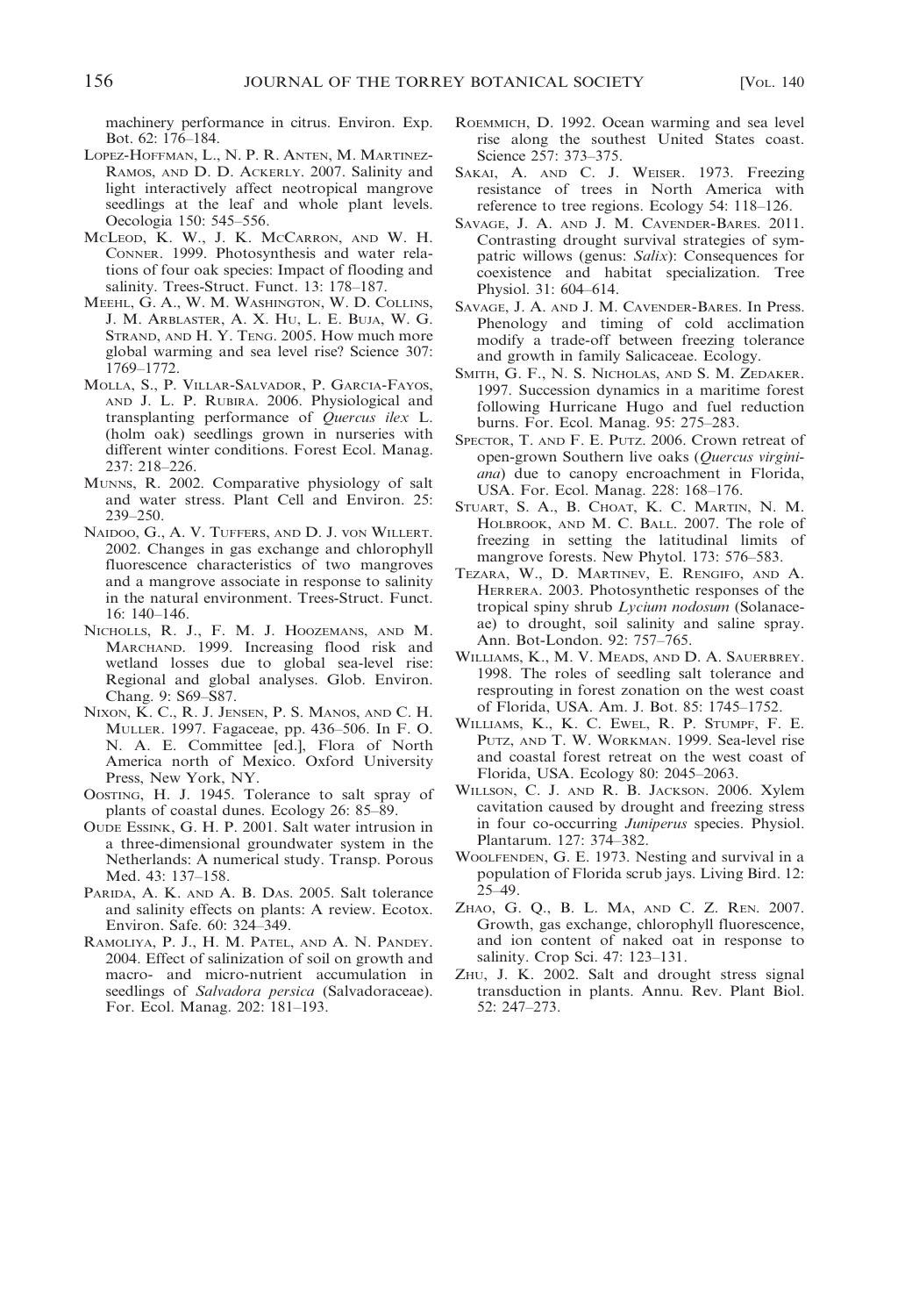machinery performance in citrus. Environ. Exp. Bot. 62: 176–184.

Lopez-Hoffman, L., N. P. R. Anten, M. Martinez-Ramos, and D. D. Ackerly. 2007. Salinity and light interactively affect neotropical mangrove seedlings at the leaf and whole plant levels. Oecologia 150: 545–556.

McLeod, K. W., J. K. McCarron, and W. H. Conner. 1999. Photosynthesis and water relations of four oak species: Impact of flooding and salinity. Trees-Struct. Funct. 13: 178–187.

Meehl, G. A., W. M. Washington, W. D. Collins, J. M. Arblaster, A. X. Hu, L. E. Buja, W. G. Strand, and H. Y. Teng. 2005. How much more global warming and sea level rise? Science 307: 1769–1772.

Molla, S., P. Villar-Salvador, P. Garcia-Fayos, and J. L. P. Rubira. 2006. Physiological and transplanting performance of *Quercus ilex* L. (holm oak) seedlings grown in nurseries with different winter conditions. Forest Ecol. Manag. 237: 218–226.

Munns, R. 2002. Comparative physiology of salt and water stress. Plant Cell and Environ. 25: 239–250.

Naidoo, G., A. V. Tuffers, and D. J. von Willert. 2002. Changes in gas exchange and chlorophyll fluorescence characteristics of two mangroves and a mangrove associate in response to salinity in the natural environment. Trees-Struct. Funct. 16: 140–146.

Nicholls, R. J., F. M. J. Hoozemans, and M. Marchand. 1999. Increasing flood risk and wetland losses due to global sea-level rise: Regional and global analyses. Glob. Environ. Chang. 9: S69–S87.

Nixon, K. C., R. J. Jensen, P. S. Manos, and C. H. Muller. 1997. Fagaceae, pp. 436–506. In F. O. N. A. E. Committee [ed.], Flora of North America north of Mexico. Oxford University Press, New York, NY.

Oosting, H. J. 1945. Tolerance to salt spray of plants of coastal dunes. Ecology 26: 85–89.

Oude Essink, G. H. P. 2001. Salt water intrusion in a three-dimensional groundwater system in the Netherlands: A numerical study. Transp. Porous Med. 43: 137–158.

Parida, A. K. and A. B. Das. 2005. Salt tolerance and salinity effects on plants: A review. Ecotox. Environ. Safe. 60: 324–349.

Ramoliya, P. J., H. M. Patel, and A. N. Pandey. 2004. Effect of salinization of soil on growth and macro- and micro-nutrient accumulation in seedlings of *Salvadora persica* (Salvadoraceae). For. Ecol. Manag. 202: 181–193.

Roemmich, D. 1992. Ocean warming and sea level rise along the southest United States coast. Science 257: 373–375.

Sakai, A. and C. J. Weiser. 1973. Freezing resistance of trees in North America with reference to tree regions. Ecology 54: 118–126.

Savage, J. A. and J. M. Cavender-Bares. 2011. Contrasting drought survival strategies of sympatric willows (genus: *Salix*): Consequences for coexistence and habitat specialization. Tree Physiol. 31: 604–614.

Savage, J. A. and J. M. Cavender-Bares. In Press. Phenology and timing of cold acclimation modify a trade-off between freezing tolerance and growth in family Salicaceae. Ecology.

Smith, G. F., N. S. Nicholas, and S. M. Zedaker. 1997. Succession dynamics in a maritime forest following Hurricane Hugo and fuel reduction burns. For. Ecol. Manag. 95: 275–283.

Spector, T. and F. E. Putz. 2006. Crown retreat of open-grown Southern live oaks (*Quercus virginiana*) due to canopy encroachment in Florida, USA. For. Ecol. Manag. 228: 168–176.

Stuart, S. A., B. Choat, K. C. Martin, N. M. Holbrook, and M. C. Ball. 2007. The role of freezing in setting the latitudinal limits of mangrove forests. New Phytol. 173: 576–583.

Tezara, W., D. Martinev, E. Rengifo, and A. Herrera. 2003. Photosynthetic responses of the tropical spiny shrub *Lycium nodosum* (Solanaceae) to drought, soil salinity and saline spray. Ann. Bot-London. 92: 757–765.

Williams, K., M. V. Meads, and D. A. Sauerbrey. 1998. The roles of seedling salt tolerance and resprouting in forest zonation on the west coast of Florida, USA. Am. J. Bot. 85: 1745–1752.

Williams, K., K. C. Ewel, R. P. Stumpf, F. E. Putz, and T. W. Workman. 1999. Sea-level rise and coastal forest retreat on the west coast of Florida, USA. Ecology 80: 2045–2063.

Willson, C. J. and R. B. Jackson. 2006. Xylem cavitation caused by drought and freezing stress in four co-occurring *Juniperus* species. Physiol. Plantarum. 127: 374–382.

Woolfenden, G. E. 1973. Nesting and survival in a population of Florida scrub jays. Living Bird. 12: 25–49.

Zhao, G. Q., B. L. Ma, and C. Z. Ren. 2007. Growth, gas exchange, chlorophyll fluorescence, and ion content of naked oat in response to salinity. Crop Sci. 47: 123–131.

Zhu, J. K. 2002. Salt and drought stress signal transduction in plants. Annu. Rev. Plant Biol. 52: 247–273.